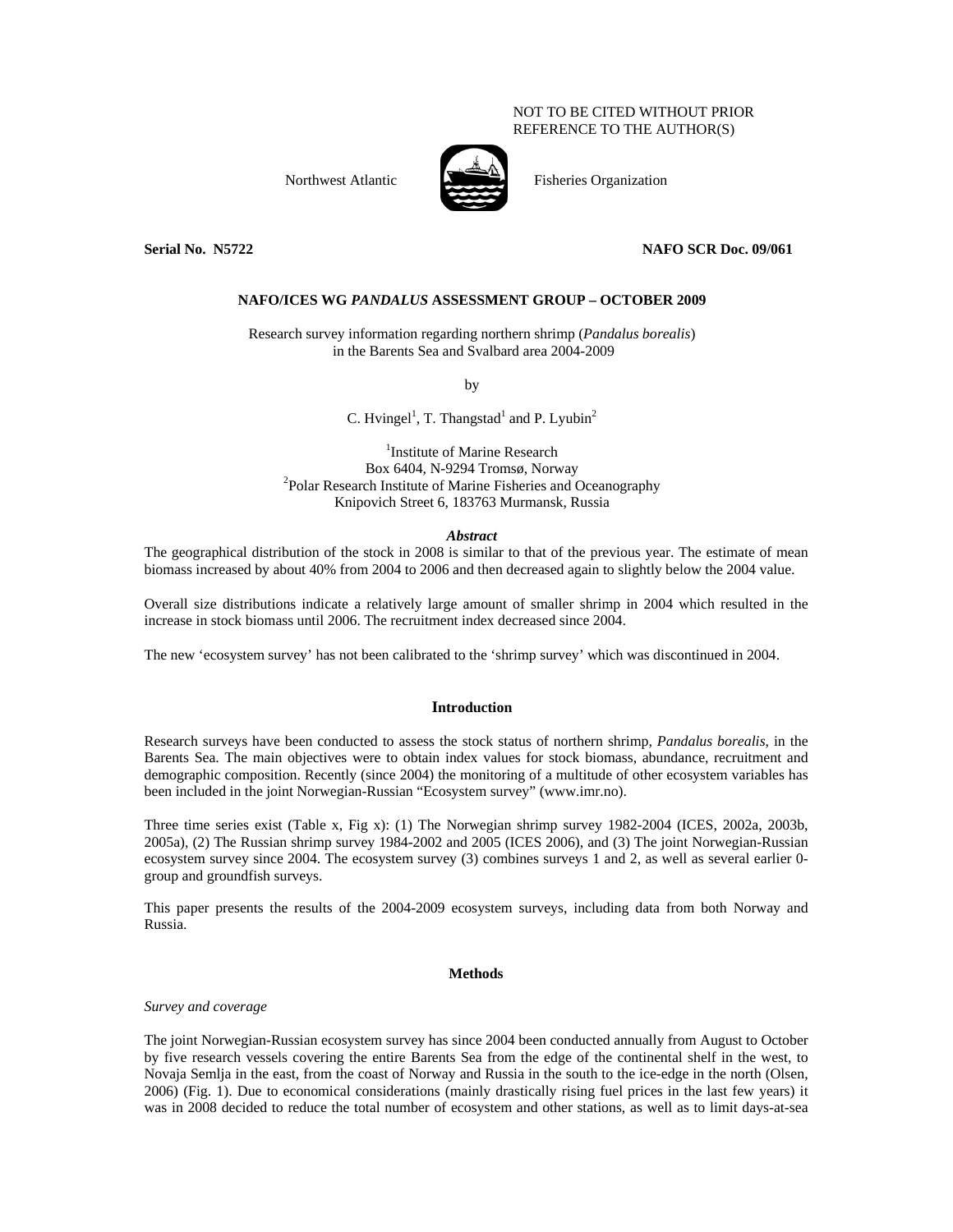NOT TO BE CITED WITHOUT PRIOR REFERENCE TO THE AUTHOR(S)

Northwest Atlantic Fisheries Organization

**Serial No. N5722** **NAFO SCR Doc. 09/061**

**NAFO/ICES WG *PANDALUS* ASSESSMENT GROUP – OCTOBER 2009**

Research survey information regarding northern shrimp (*Pandalus borealis*) in the Barents Sea and Svalbard area 2004-2009

by

C. Hvingel[1], T. Thangstad[1] and P. Lyubin[2]

[1]Institute of Marine Research
Box 6404, N-9294 Tromsø, Norway
[2]Polar Research Institute of Marine Fisheries and Oceanography
Knipovich Street 6, 183763 Murmansk, Russia

***Abstract***

The geographical distribution of the stock in 2008 is similar to that of the previous year. The estimate of mean biomass increased by about 40% from 2004 to 2006 and then decreased again to slightly below the 2004 value.

Overall size distributions indicate a relatively large amount of smaller shrimp in 2004 which resulted in the increase in stock biomass until 2006. The recruitment index decreased since 2004.

The new 'ecosystem survey' has not been calibrated to the 'shrimp survey' which was discontinued in 2004.

## Introduction

Research surveys have been conducted to assess the stock status of northern shrimp, *Pandalus borealis*, in the Barents Sea. The main objectives were to obtain index values for stock biomass, abundance, recruitment and demographic composition. Recently (since 2004) the monitoring of a multitude of other ecosystem variables has been included in the joint Norwegian-Russian "Ecosystem survey" (www.imr.no).

Three time series exist (Table x, Fig x): (1) The Norwegian shrimp survey 1982-2004 (ICES, 2002a, 2003b, 2005a), (2) The Russian shrimp survey 1984-2002 and 2005 (ICES 2006), and (3) The joint Norwegian-Russian ecosystem survey since 2004. The ecosystem survey (3) combines surveys 1 and 2, as well as several earlier 0-group and groundfish surveys.

This paper presents the results of the 2004-2009 ecosystem surveys, including data from both Norway and Russia.

## Methods

*Survey and coverage*

The joint Norwegian-Russian ecosystem survey has since 2004 been conducted annually from August to October by five research vessels covering the entire Barents Sea from the edge of the continental shelf in the west, to Novaja Semlja in the east, from the coast of Norway and Russia in the south to the ice-edge in the north (Olsen, 2006) (Fig. 1). Due to economical considerations (mainly drastically rising fuel prices in the last few years) it was in 2008 decided to reduce the total number of ecosystem and other stations, as well as to limit days-at-sea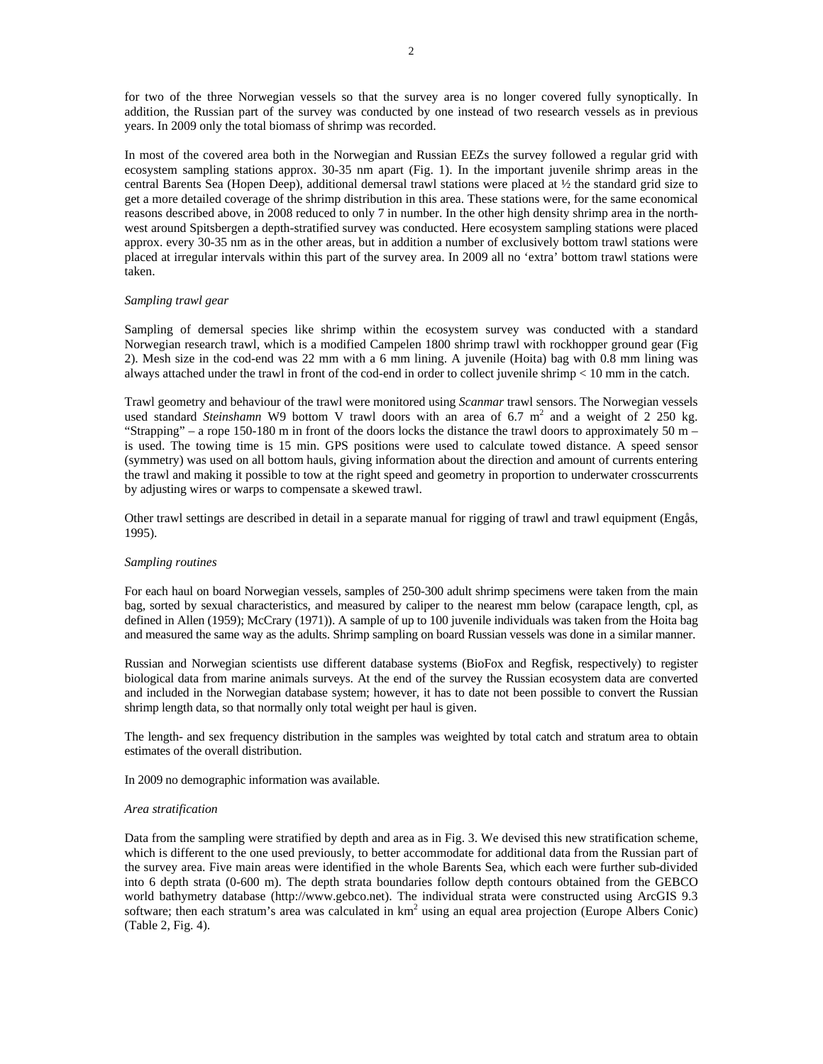for two of the three Norwegian vessels so that the survey area is no longer covered fully synoptically. In addition, the Russian part of the survey was conducted by one instead of two research vessels as in previous years. In 2009 only the total biomass of shrimp was recorded.

In most of the covered area both in the Norwegian and Russian EEZs the survey followed a regular grid with ecosystem sampling stations approx. 30-35 nm apart (Fig. 1). In the important juvenile shrimp areas in the central Barents Sea (Hopen Deep), additional demersal trawl stations were placed at ½ the standard grid size to get a more detailed coverage of the shrimp distribution in this area. These stations were, for the same economical reasons described above, in 2008 reduced to only 7 in number. In the other high density shrimp area in the north-west around Spitsbergen a depth-stratified survey was conducted. Here ecosystem sampling stations were placed approx. every 30-35 nm as in the other areas, but in addition a number of exclusively bottom trawl stations were placed at irregular intervals within this part of the survey area. In 2009 all no 'extra' bottom trawl stations were taken.

*Sampling trawl gear*

Sampling of demersal species like shrimp within the ecosystem survey was conducted with a standard Norwegian research trawl, which is a modified Campelen 1800 shrimp trawl with rockhopper ground gear (Fig 2). Mesh size in the cod-end was 22 mm with a 6 mm lining. A juvenile (Hoita) bag with 0.8 mm lining was always attached under the trawl in front of the cod-end in order to collect juvenile shrimp < 10 mm in the catch.

Trawl geometry and behaviour of the trawl were monitored using *Scanmar* trawl sensors. The Norwegian vessels used standard *Steinshamn* W9 bottom V trawl doors with an area of 6.7 m$^2$ and a weight of 2 250 kg. "Strapping" – a rope 150-180 m in front of the doors locks the distance the trawl doors to approximately 50 m – is used. The towing time is 15 min. GPS positions were used to calculate towed distance. A speed sensor (symmetry) was used on all bottom hauls, giving information about the direction and amount of currents entering the trawl and making it possible to tow at the right speed and geometry in proportion to underwater crosscurrents by adjusting wires or warps to compensate a skewed trawl.

Other trawl settings are described in detail in a separate manual for rigging of trawl and trawl equipment (Engås, 1995).

*Sampling routines*

For each haul on board Norwegian vessels, samples of 250-300 adult shrimp specimens were taken from the main bag, sorted by sexual characteristics, and measured by caliper to the nearest mm below (carapace length, cpl, as defined in Allen (1959); McCrary (1971)). A sample of up to 100 juvenile individuals was taken from the Hoita bag and measured the same way as the adults. Shrimp sampling on board Russian vessels was done in a similar manner.

Russian and Norwegian scientists use different database systems (BioFox and Regfisk, respectively) to register biological data from marine animals surveys. At the end of the survey the Russian ecosystem data are converted and included in the Norwegian database system; however, it has to date not been possible to convert the Russian shrimp length data, so that normally only total weight per haul is given.

The length- and sex frequency distribution in the samples was weighted by total catch and stratum area to obtain estimates of the overall distribution.

In 2009 no demographic information was available.

*Area stratification*

Data from the sampling were stratified by depth and area as in Fig. 3. We devised this new stratification scheme, which is different to the one used previously, to better accommodate for additional data from the Russian part of the survey area. Five main areas were identified in the whole Barents Sea, which each were further sub-divided into 6 depth strata (0-600 m). The depth strata boundaries follow depth contours obtained from the GEBCO world bathymetry database (http://www.gebco.net). The individual strata were constructed using ArcGIS 9.3 software; then each stratum's area was calculated in km$^2$ using an equal area projection (Europe Albers Conic) (Table 2, Fig. 4).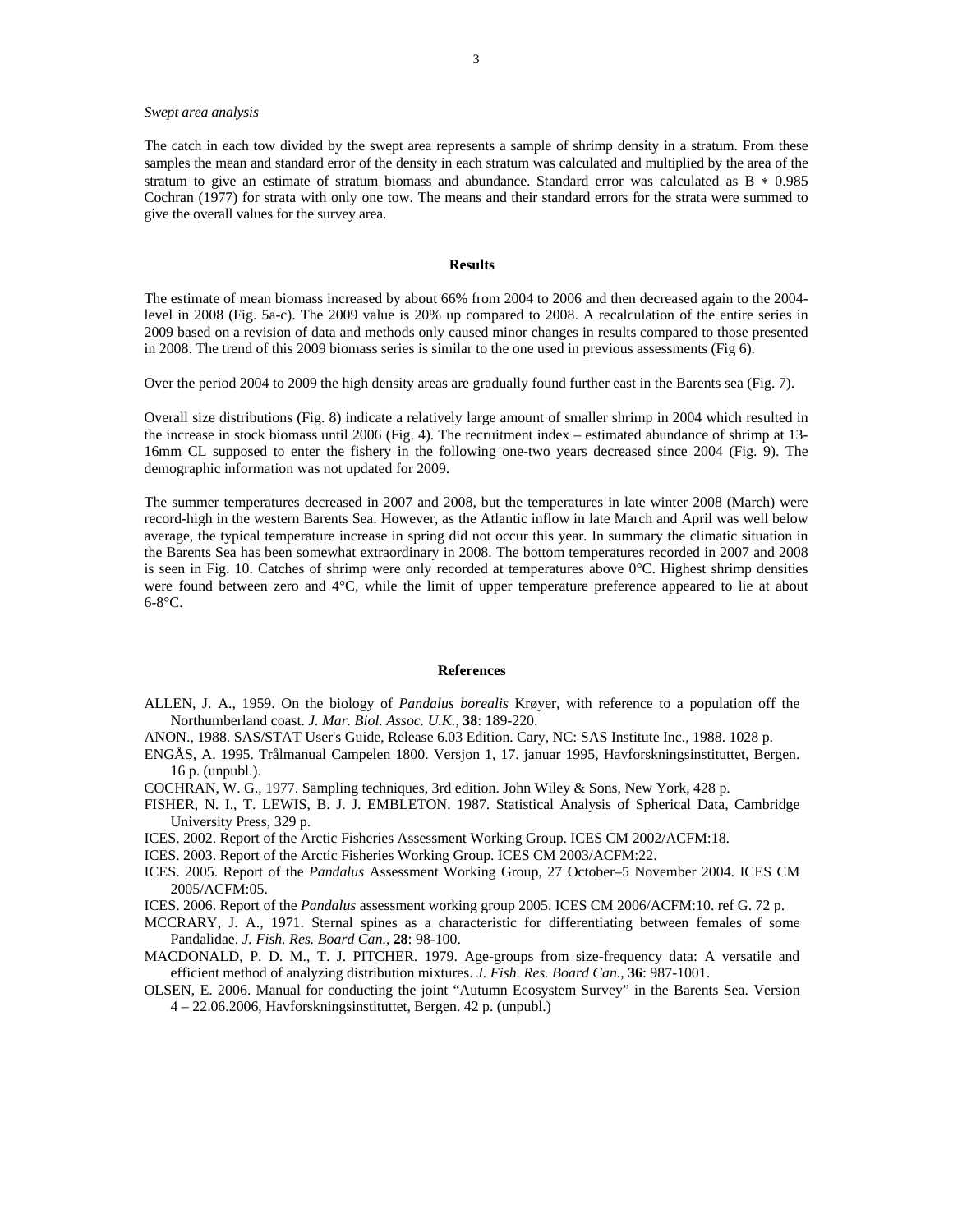*Swept area analysis*

The catch in each tow divided by the swept area represents a sample of shrimp density in a stratum. From these samples the mean and standard error of the density in each stratum was calculated and multiplied by the area of the stratum to give an estimate of stratum biomass and abundance. Standard error was calculated as B $*$ 0.985 Cochran (1977) for strata with only one tow. The means and their standard errors for the strata were summed to give the overall values for the survey area.

## Results

The estimate of mean biomass increased by about 66% from 2004 to 2006 and then decreased again to the 2004-level in 2008 (Fig. 5a-c). The 2009 value is 20% up compared to 2008. A recalculation of the entire series in 2009 based on a revision of data and methods only caused minor changes in results compared to those presented in 2008. The trend of this 2009 biomass series is similar to the one used in previous assessments (Fig 6).

Over the period 2004 to 2009 the high density areas are gradually found further east in the Barents sea (Fig. 7).

Overall size distributions (Fig. 8) indicate a relatively large amount of smaller shrimp in 2004 which resulted in the increase in stock biomass until 2006 (Fig. 4). The recruitment index – estimated abundance of shrimp at 13-16mm CL supposed to enter the fishery in the following one-two years decreased since 2004 (Fig. 9). The demographic information was not updated for 2009.

The summer temperatures decreased in 2007 and 2008, but the temperatures in late winter 2008 (March) were record-high in the western Barents Sea. However, as the Atlantic inflow in late March and April was well below average, the typical temperature increase in spring did not occur this year. In summary the climatic situation in the Barents Sea has been somewhat extraordinary in 2008. The bottom temperatures recorded in 2007 and 2008 is seen in Fig. 10. Catches of shrimp were only recorded at temperatures above 0°C. Highest shrimp densities were found between zero and 4°C, while the limit of upper temperature preference appeared to lie at about 6-8°C.

## References

ALLEN, J. A., 1959. On the biology of *Pandalus borealis* Krøyer, with reference to a population off the Northumberland coast. *J. Mar. Biol. Assoc. U.K.*, **38**: 189-220.

ANON., 1988. SAS/STAT User's Guide, Release 6.03 Edition. Cary, NC: SAS Institute Inc., 1988. 1028 p.

ENGÅS, A. 1995. Trålmanual Campelen 1800. Versjon 1, 17. januar 1995, Havforskningsinstituttet, Bergen. 16 p. (unpubl.).

COCHRAN, W. G., 1977. Sampling techniques, 3rd edition. John Wiley & Sons, New York, 428 p.

FISHER, N. I., T. LEWIS, B. J. J. EMBLETON. 1987. Statistical Analysis of Spherical Data, Cambridge University Press, 329 p.

ICES. 2002. Report of the Arctic Fisheries Assessment Working Group. ICES CM 2002/ACFM:18.

ICES. 2003. Report of the Arctic Fisheries Working Group. ICES CM 2003/ACFM:22.

ICES. 2005. Report of the *Pandalus* Assessment Working Group, 27 October–5 November 2004. ICES CM 2005/ACFM:05.

ICES. 2006. Report of the *Pandalus* assessment working group 2005. ICES CM 2006/ACFM:10. ref G. 72 p.

MCCRARY, J. A., 1971. Sternal spines as a characteristic for differentiating between females of some Pandalidae. *J. Fish. Res. Board Can.*, **28**: 98-100.

MACDONALD, P. D. M., T. J. PITCHER. 1979. Age-groups from size-frequency data: A versatile and efficient method of analyzing distribution mixtures. *J. Fish. Res. Board Can.*, **36**: 987-1001.

OLSEN, E. 2006. Manual for conducting the joint "Autumn Ecosystem Survey" in the Barents Sea. Version 4 – 22.06.2006, Havforskningsinstituttet, Bergen. 42 p. (unpubl.)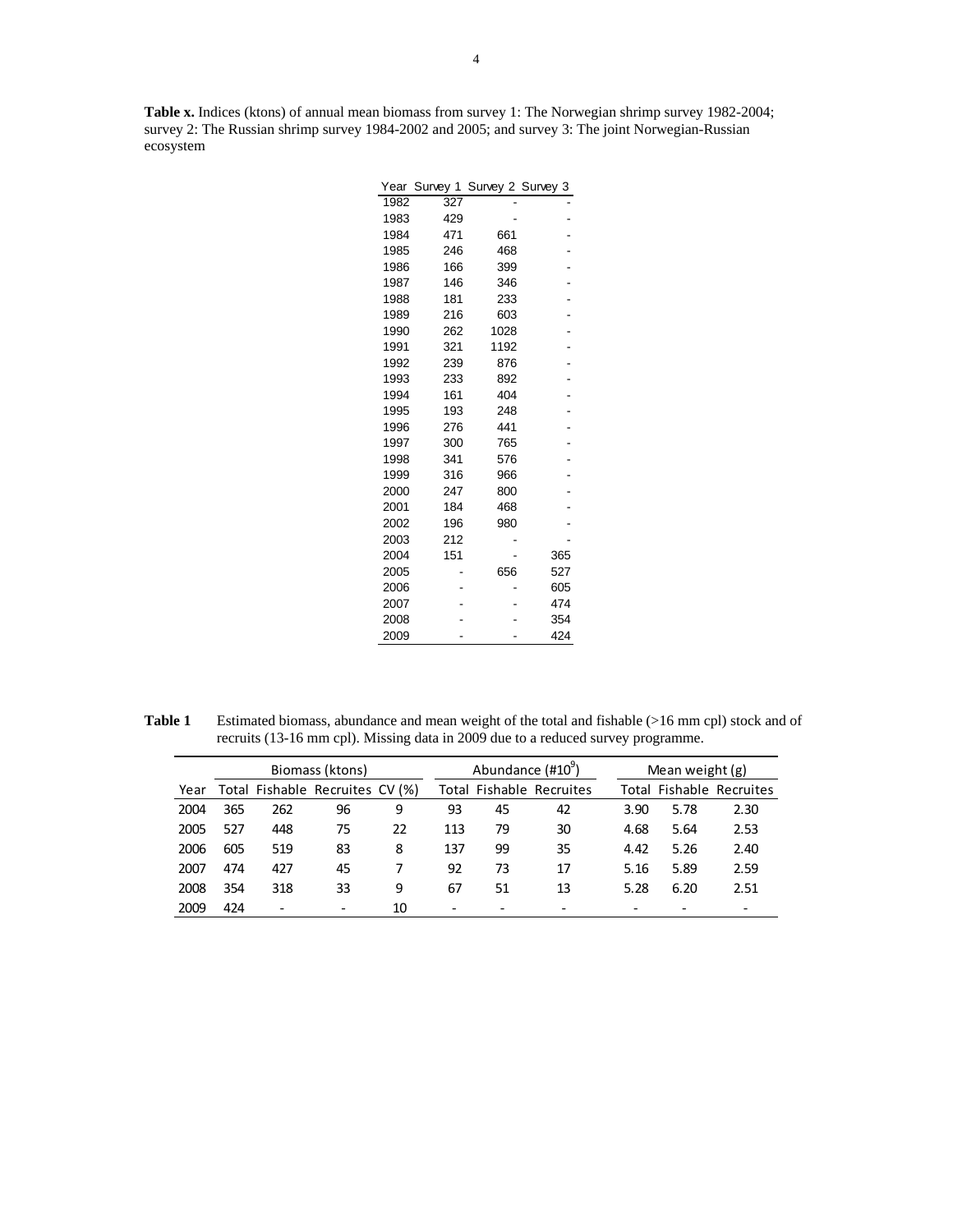**Table x.** Indices (ktons) of annual mean biomass from survey 1: The Norwegian shrimp survey 1982-2004; survey 2: The Russian shrimp survey 1984-2002 and 2005; and survey 3: The joint Norwegian-Russian ecosystem

| Year | Survey 1 | Survey 2 | Survey 3 |
|---|---|---|---|
| 1982 | 327 | - | - |
| 1983 | 429 | - | - |
| 1984 | 471 | 661 | - |
| 1985 | 246 | 468 | - |
| 1986 | 166 | 399 | - |
| 1987 | 146 | 346 | - |
| 1988 | 181 | 233 | - |
| 1989 | 216 | 603 | - |
| 1990 | 262 | 1028 | - |
| 1991 | 321 | 1192 | - |
| 1992 | 239 | 876 | - |
| 1993 | 233 | 892 | - |
| 1994 | 161 | 404 | - |
| 1995 | 193 | 248 | - |
| 1996 | 276 | 441 | - |
| 1997 | 300 | 765 | - |
| 1998 | 341 | 576 | - |
| 1999 | 316 | 966 | - |
| 2000 | 247 | 800 | - |
| 2001 | 184 | 468 | - |
| 2002 | 196 | 980 | - |
| 2003 | 212 | - | - |
| 2004 | 151 | - | 365 |
| 2005 | - | 656 | 527 |
| 2006 | - | - | 605 |
| 2007 | - | - | 474 |
| 2008 | - | - | 354 |
| 2009 | - | - | 424 |

**Table 1** Estimated biomass, abundance and mean weight of the total and fishable (>16 mm cpl) stock and of recruits (13-16 mm cpl). Missing data in 2009 due to a reduced survey programme.

| | Biomass (ktons) | | | | Abundance (#$10^9$) | | | Mean weight (g) | | |
|---|---|---|---|---|---|---|---|---|---|---|
| Year | Total | Fishable | Recruites | CV (%) | Total | Fishable | Recruites | Total | Fishable | Recruites |
| 2004 | 365 | 262 | 96 | 9 | 93 | 45 | 42 | 3.90 | 5.78 | 2.30 |
| 2005 | 527 | 448 | 75 | 22 | 113 | 79 | 30 | 4.68 | 5.64 | 2.53 |
| 2006 | 605 | 519 | 83 | 8 | 137 | 99 | 35 | 4.42 | 5.26 | 2.40 |
| 2007 | 474 | 427 | 45 | 7 | 92 | 73 | 17 | 5.16 | 5.89 | 2.59 |
| 2008 | 354 | 318 | 33 | 9 | 67 | 51 | 13 | 5.28 | 6.20 | 2.51 |
| 2009 | 424 | - | - | 10 | - | - | - | - | - | - |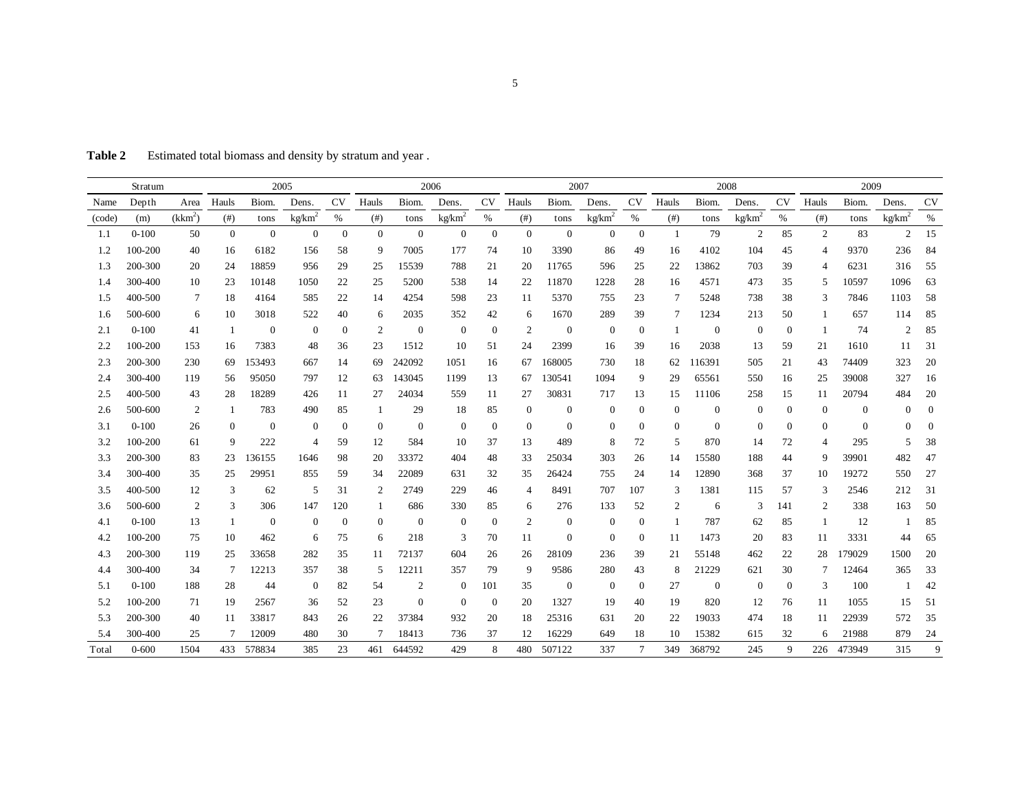**Table 2** Estimated total biomass and density by stratum and year .

| Stratum | | | 2005 | | | | 2006 | | | | 2007 | | | | 2008 | | | | 2009 | | | |
|---|---|---|---|---|---|---|---|---|---|---|---|---|---|---|---|---|---|---|---|---|---|---|
| Name | Depth | Area | Hauls | Biom. | Dens. | CV | Hauls | Biom. | Dens. | CV | Hauls | Biom. | Dens. | CV | Hauls | Biom. | Dens. | CV | Hauls | Biom. | Dens. | CV |
| (code) | (m) | (kkm$^2$) | (#) | tons | kg/km$^2$ | % | (#) | tons | kg/km$^2$ | % | (#) | tons | kg/km$^2$ | % | (#) | tons | kg/km$^2$ | % | (#) | tons | kg/km$^2$ | % |
| 1.1 | 0-100 | 50 | 0 | 0 | 0 | 0 | 0 | 0 | 0 | 0 | 0 | 0 | 0 | 0 | 1 | 79 | 2 | 85 | 2 | 83 | 2 | 15 |
| 1.2 | 100-200 | 40 | 16 | 6182 | 156 | 58 | 9 | 7005 | 177 | 74 | 10 | 3390 | 86 | 49 | 16 | 4102 | 104 | 45 | 4 | 9370 | 236 | 84 |
| 1.3 | 200-300 | 20 | 24 | 18859 | 956 | 29 | 25 | 15539 | 788 | 21 | 20 | 11765 | 596 | 25 | 22 | 13862 | 703 | 39 | 4 | 6231 | 316 | 55 |
| 1.4 | 300-400 | 10 | 23 | 10148 | 1050 | 22 | 25 | 5200 | 538 | 14 | 22 | 11870 | 1228 | 28 | 16 | 4571 | 473 | 35 | 5 | 10597 | 1096 | 63 |
| 1.5 | 400-500 | 7 | 18 | 4164 | 585 | 22 | 14 | 4254 | 598 | 23 | 11 | 5370 | 755 | 23 | 7 | 5248 | 738 | 38 | 3 | 7846 | 1103 | 58 |
| 1.6 | 500-600 | 6 | 10 | 3018 | 522 | 40 | 6 | 2035 | 352 | 42 | 6 | 1670 | 289 | 39 | 7 | 1234 | 213 | 50 | 1 | 657 | 114 | 85 |
| 2.1 | 0-100 | 41 | 1 | 0 | 0 | 0 | 2 | 0 | 0 | 0 | 2 | 0 | 0 | 0 | 1 | 0 | 0 | 0 | 1 | 74 | 2 | 85 |
| 2.2 | 100-200 | 153 | 16 | 7383 | 48 | 36 | 23 | 1512 | 10 | 51 | 24 | 2399 | 16 | 39 | 16 | 2038 | 13 | 59 | 21 | 1610 | 11 | 31 |
| 2.3 | 200-300 | 230 | 69 | 153493 | 667 | 14 | 69 | 242092 | 1051 | 16 | 67 | 168005 | 730 | 18 | 62 | 116391 | 505 | 21 | 43 | 74409 | 323 | 20 |
| 2.4 | 300-400 | 119 | 56 | 95050 | 797 | 12 | 63 | 143045 | 1199 | 13 | 67 | 130541 | 1094 | 9 | 29 | 65561 | 550 | 16 | 25 | 39008 | 327 | 16 |
| 2.5 | 400-500 | 43 | 28 | 18289 | 426 | 11 | 27 | 24034 | 559 | 11 | 27 | 30831 | 717 | 13 | 15 | 11106 | 258 | 15 | 11 | 20794 | 484 | 20 |
| 2.6 | 500-600 | 2 | 1 | 783 | 490 | 85 | 1 | 29 | 18 | 85 | 0 | 0 | 0 | 0 | 0 | 0 | 0 | 0 | 0 | 0 | 0 | 0 |
| 3.1 | 0-100 | 26 | 0 | 0 | 0 | 0 | 0 | 0 | 0 | 0 | 0 | 0 | 0 | 0 | 0 | 0 | 0 | 0 | 0 | 0 | 0 | 0 |
| 3.2 | 100-200 | 61 | 9 | 222 | 4 | 59 | 12 | 584 | 10 | 37 | 13 | 489 | 8 | 72 | 5 | 870 | 14 | 72 | 4 | 295 | 5 | 38 |
| 3.3 | 200-300 | 83 | 23 | 136155 | 1646 | 98 | 20 | 33372 | 404 | 48 | 33 | 25034 | 303 | 26 | 14 | 15580 | 188 | 44 | 9 | 39901 | 482 | 47 |
| 3.4 | 300-400 | 35 | 25 | 29951 | 855 | 59 | 34 | 22089 | 631 | 32 | 35 | 26424 | 755 | 24 | 14 | 12890 | 368 | 37 | 10 | 19272 | 550 | 27 |
| 3.5 | 400-500 | 12 | 3 | 62 | 5 | 31 | 2 | 2749 | 229 | 46 | 4 | 8491 | 707 | 107 | 3 | 1381 | 115 | 57 | 3 | 2546 | 212 | 31 |
| 3.6 | 500-600 | 2 | 3 | 306 | 147 | 120 | 1 | 686 | 330 | 85 | 6 | 276 | 133 | 52 | 2 | 6 | 3 | 141 | 2 | 338 | 163 | 50 |
| 4.1 | 0-100 | 13 | 1 | 0 | 0 | 0 | 0 | 0 | 0 | 0 | 2 | 0 | 0 | 0 | 1 | 787 | 62 | 85 | 1 | 12 | 1 | 85 |
| 4.2 | 100-200 | 75 | 10 | 462 | 6 | 75 | 6 | 218 | 3 | 70 | 11 | 0 | 0 | 0 | 11 | 1473 | 20 | 83 | 11 | 3331 | 44 | 65 |
| 4.3 | 200-300 | 119 | 25 | 33658 | 282 | 35 | 11 | 72137 | 604 | 26 | 26 | 28109 | 236 | 39 | 21 | 55148 | 462 | 22 | 28 | 179029 | 1500 | 20 |
| 4.4 | 300-400 | 34 | 7 | 12213 | 357 | 38 | 5 | 12211 | 357 | 79 | 9 | 9586 | 280 | 43 | 8 | 21229 | 621 | 30 | 7 | 12464 | 365 | 33 |
| 5.1 | 0-100 | 188 | 28 | 44 | 0 | 82 | 54 | 2 | 0 | 101 | 35 | 0 | 0 | 0 | 27 | 0 | 0 | 0 | 3 | 100 | 1 | 42 |
| 5.2 | 100-200 | 71 | 19 | 2567 | 36 | 52 | 23 | 0 | 0 | 0 | 20 | 1327 | 19 | 40 | 19 | 820 | 12 | 76 | 11 | 1055 | 15 | 51 |
| 5.3 | 200-300 | 40 | 11 | 33817 | 843 | 26 | 22 | 37384 | 932 | 20 | 18 | 25316 | 631 | 20 | 22 | 19033 | 474 | 18 | 11 | 22939 | 572 | 35 |
| 5.4 | 300-400 | 25 | 7 | 12009 | 480 | 30 | 7 | 18413 | 736 | 37 | 12 | 16229 | 649 | 18 | 10 | 15382 | 615 | 32 | 6 | 21988 | 879 | 24 |
| Total | 0-600 | 1504 | 433 | 578834 | 385 | 23 | 461 | 644592 | 429 | 8 | 480 | 507122 | 337 | 7 | 349 | 368792 | 245 | 9 | 226 | 473949 | 315 | 9 |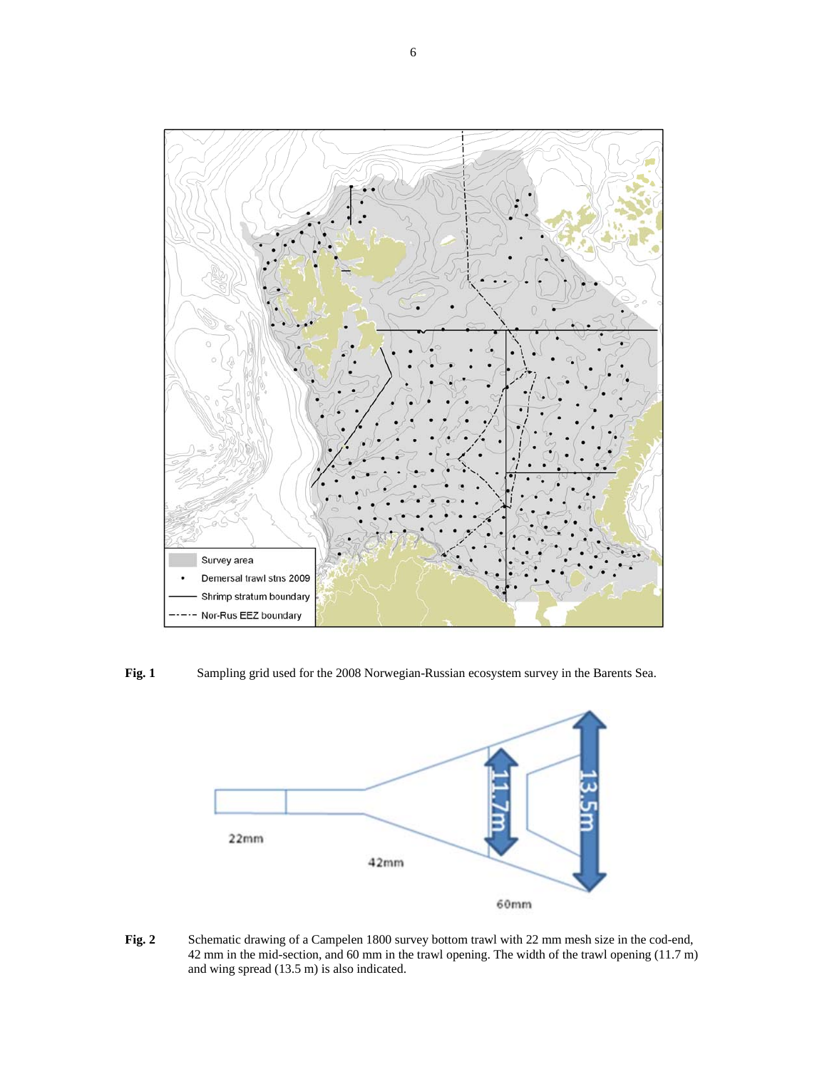**Fig. 1** Sampling grid used for the 2008 Norwegian-Russian ecosystem survey in the Barents Sea.

**Fig. 2** Schematic drawing of a Campelen 1800 survey bottom trawl with 22 mm mesh size in the cod-end, 42 mm in the mid-section, and 60 mm in the trawl opening. The width of the trawl opening (11.7 m) and wing spread (13.5 m) is also indicated.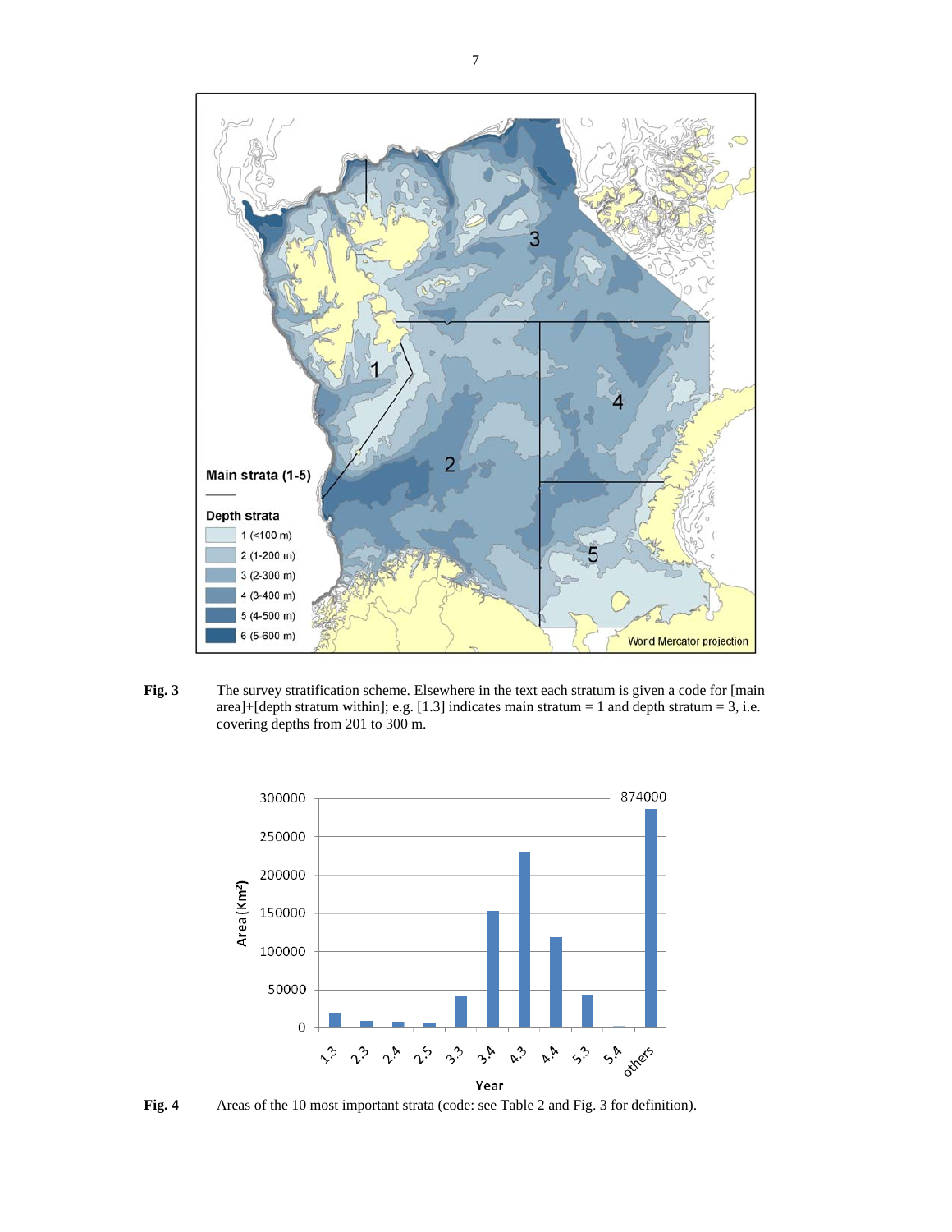**Fig. 3** The survey stratification scheme. Elsewhere in the text each stratum is given a code for [main area]+[depth stratum within]; e.g. [1.3] indicates main stratum = 1 and depth stratum = 3, i.e. covering depths from 201 to 300 m.

**Fig. 4** Areas of the 10 most important strata (code: see Table 2 and Fig. 3 for definition).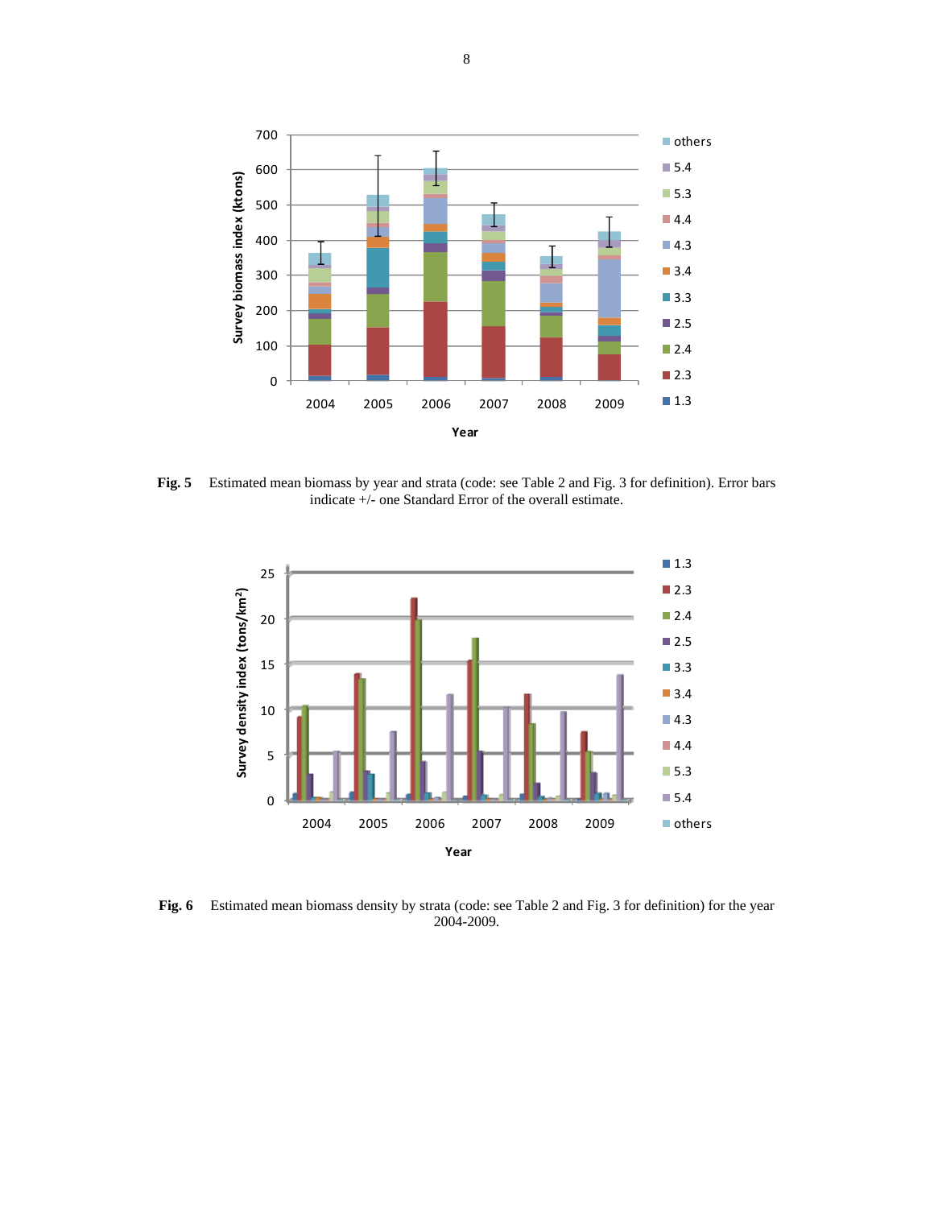**Fig. 5** Estimated mean biomass by year and strata (code: see Table 2 and Fig. 3 for definition). Error bars indicate +/- one Standard Error of the overall estimate.

**Fig. 6** Estimated mean biomass density by strata (code: see Table 2 and Fig. 3 for definition) for the year 2004-2009.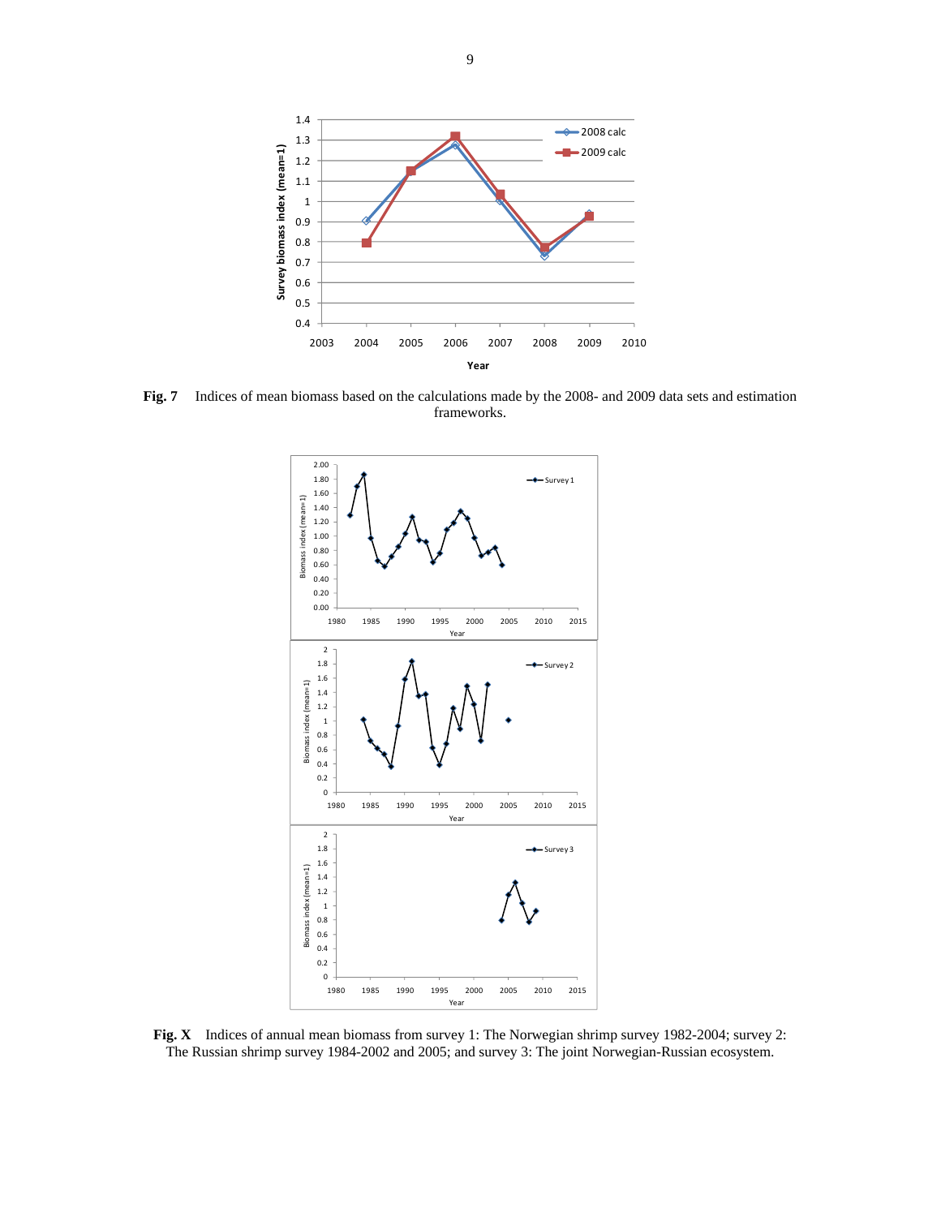**Fig. 7** Indices of mean biomass based on the calculations made by the 2008- and 2009 data sets and estimation frameworks.

**Fig. X** Indices of annual mean biomass from survey 1: The Norwegian shrimp survey 1982-2004; survey 2: The Russian shrimp survey 1984-2002 and 2005; and survey 3: The joint Norwegian-Russian ecosystem.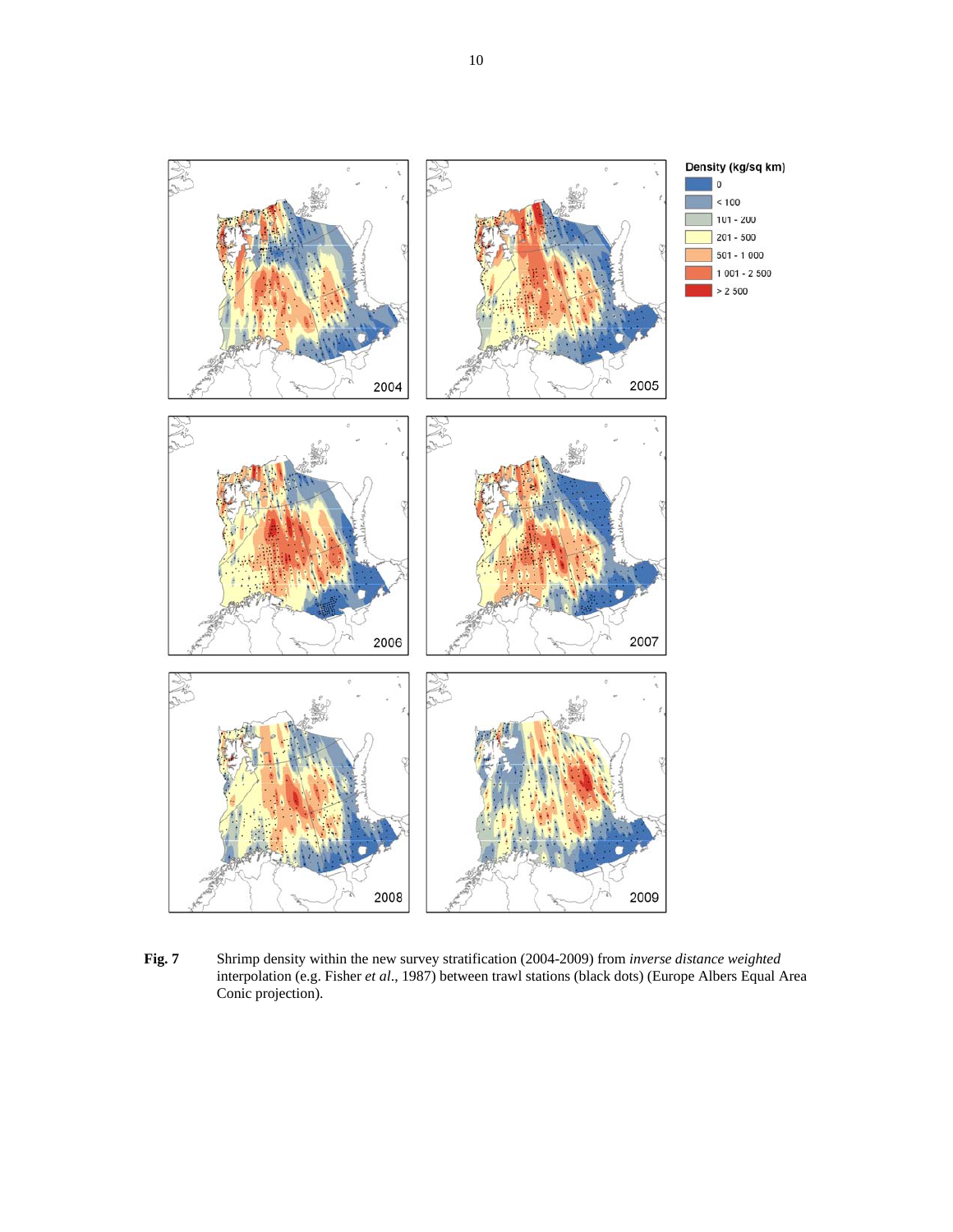**Fig. 7** Shrimp density within the new survey stratification (2004-2009) from *inverse distance weighted* interpolation (e.g. Fisher *et al*., 1987) between trawl stations (black dots) (Europe Albers Equal Area Conic projection).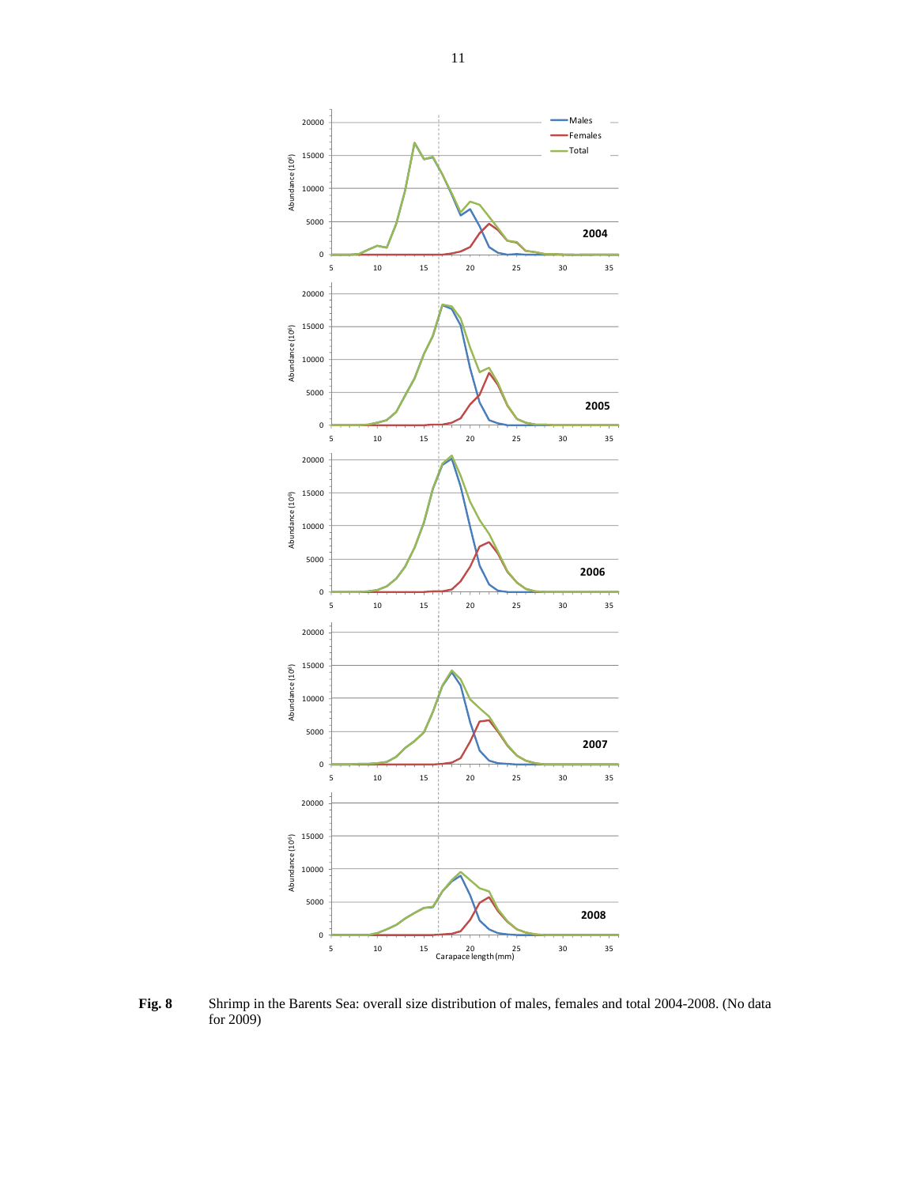**Fig. 8** Shrimp in the Barents Sea: overall size distribution of males, females and total 2004-2008. (No data for 2009)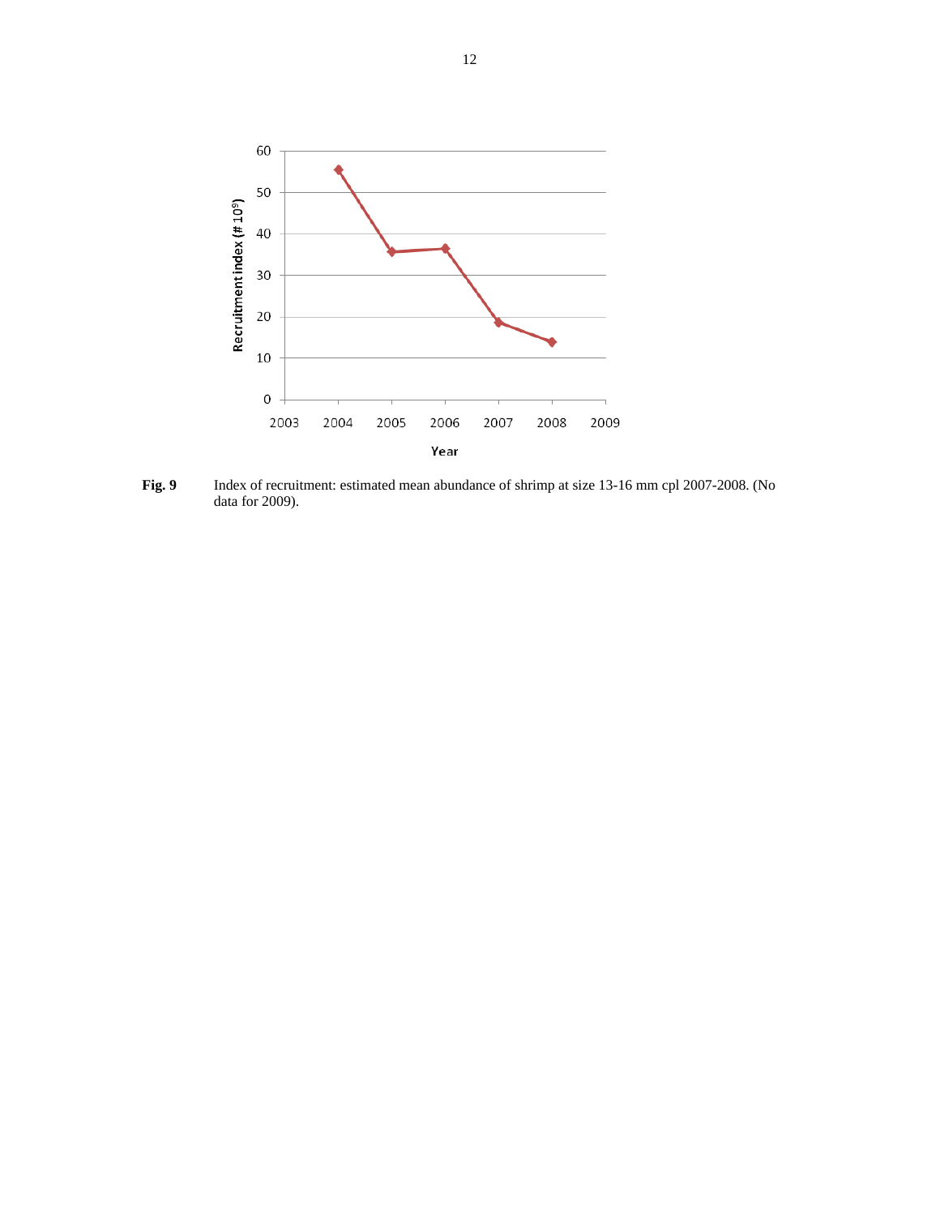**Fig. 9** Index of recruitment: estimated mean abundance of shrimp at size 13-16 mm cpl 2007-2008. (No data for 2009).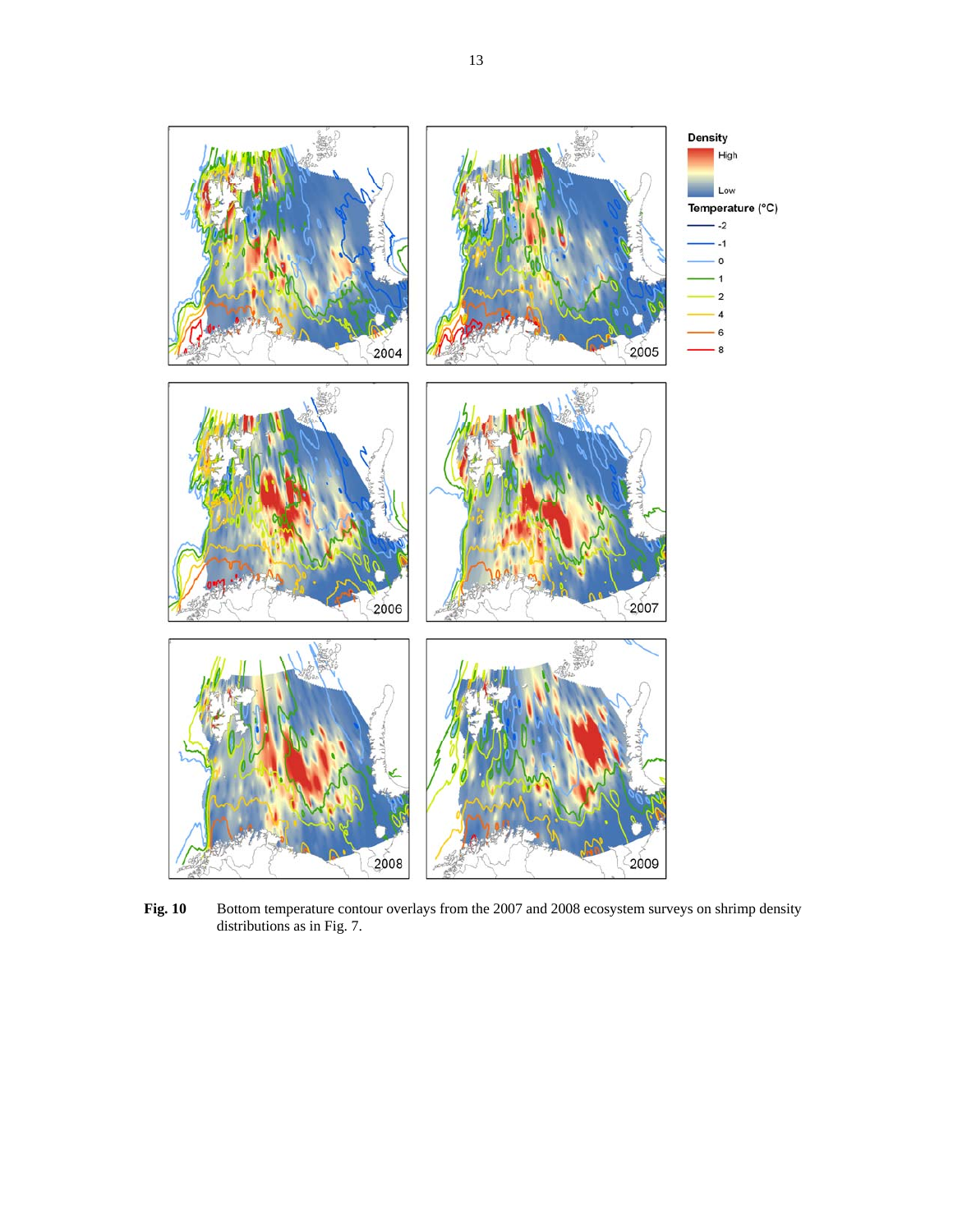Density

High

Low

Temperature (°C)

-2

-1

0

1

2

4

6

8

2004

2005

2006

2007

2008

2009

**Fig. 10** Bottom temperature contour overlays from the 2007 and 2008 ecosystem surveys on shrimp density distributions as in Fig. 7.